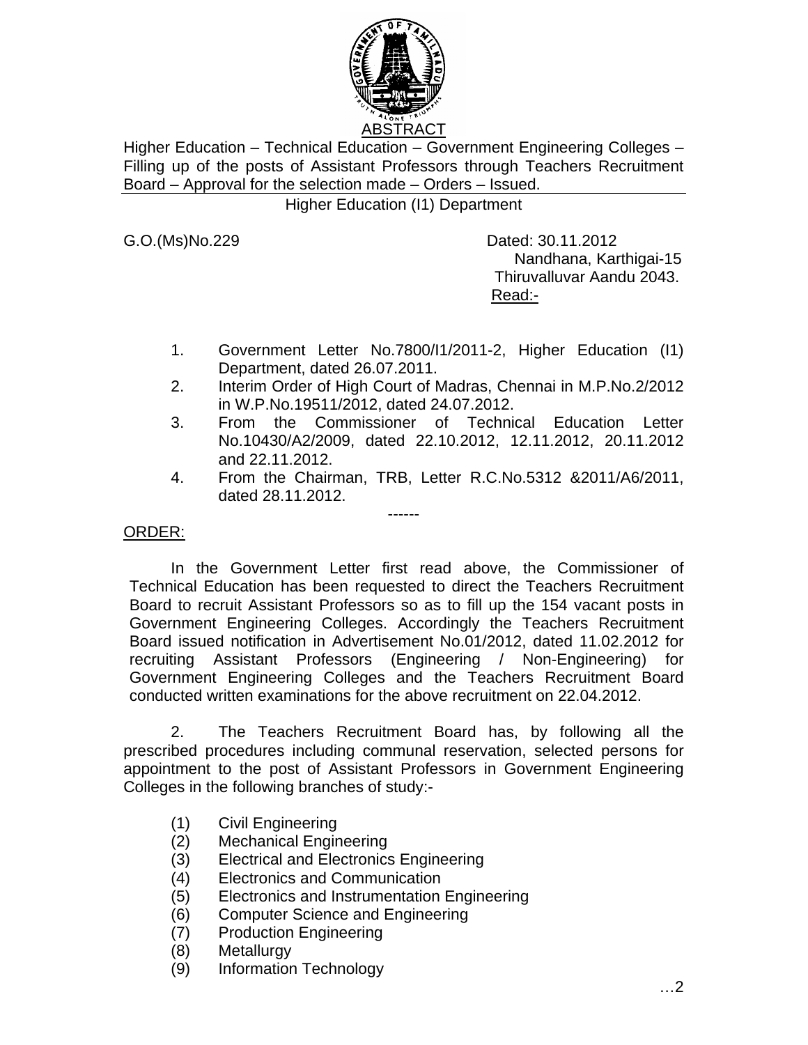# ABSTRACT

Higher Education – Technical Education – Government Engineering Colleges – Filling up of the posts of Assistant Professors through Teachers Recruitment Board – Approval for the selection made – Orders – Issued.

Higher Education (I1) Department

G.O.(Ms)No.229

Dated: 30.11.2012
Nandhana, Karthigai-15
Thiruvalluvar Aandu 2043.

Read:-

1. Government Letter No.7800/I1/2011-2, Higher Education (I1) Department, dated 26.07.2011.
2. Interim Order of High Court of Madras, Chennai in M.P.No.2/2012 in W.P.No.19511/2012, dated 24.07.2012.
3. From the Commissioner of Technical Education Letter No.10430/A2/2009, dated 22.10.2012, 12.11.2012, 20.11.2012 and 22.11.2012.
4. From the Chairman, TRB, Letter R.C.No.5312 &2011/A6/2011, dated 28.11.2012.

------

ORDER:

In the Government Letter first read above, the Commissioner of Technical Education has been requested to direct the Teachers Recruitment Board to recruit Assistant Professors so as to fill up the 154 vacant posts in Government Engineering Colleges. Accordingly the Teachers Recruitment Board issued notification in Advertisement No.01/2012, dated 11.02.2012 for recruiting Assistant Professors (Engineering / Non-Engineering) for Government Engineering Colleges and the Teachers Recruitment Board conducted written examinations for the above recruitment on 22.04.2012.

2. The Teachers Recruitment Board has, by following all the prescribed procedures including communal reservation, selected persons for appointment to the post of Assistant Professors in Government Engineering Colleges in the following branches of study:-

(1) Civil Engineering
(2) Mechanical Engineering
(3) Electrical and Electronics Engineering
(4) Electronics and Communication
(5) Electronics and Instrumentation Engineering
(6) Computer Science and Engineering
(7) Production Engineering
(8) Metallurgy
(9) Information Technology

…2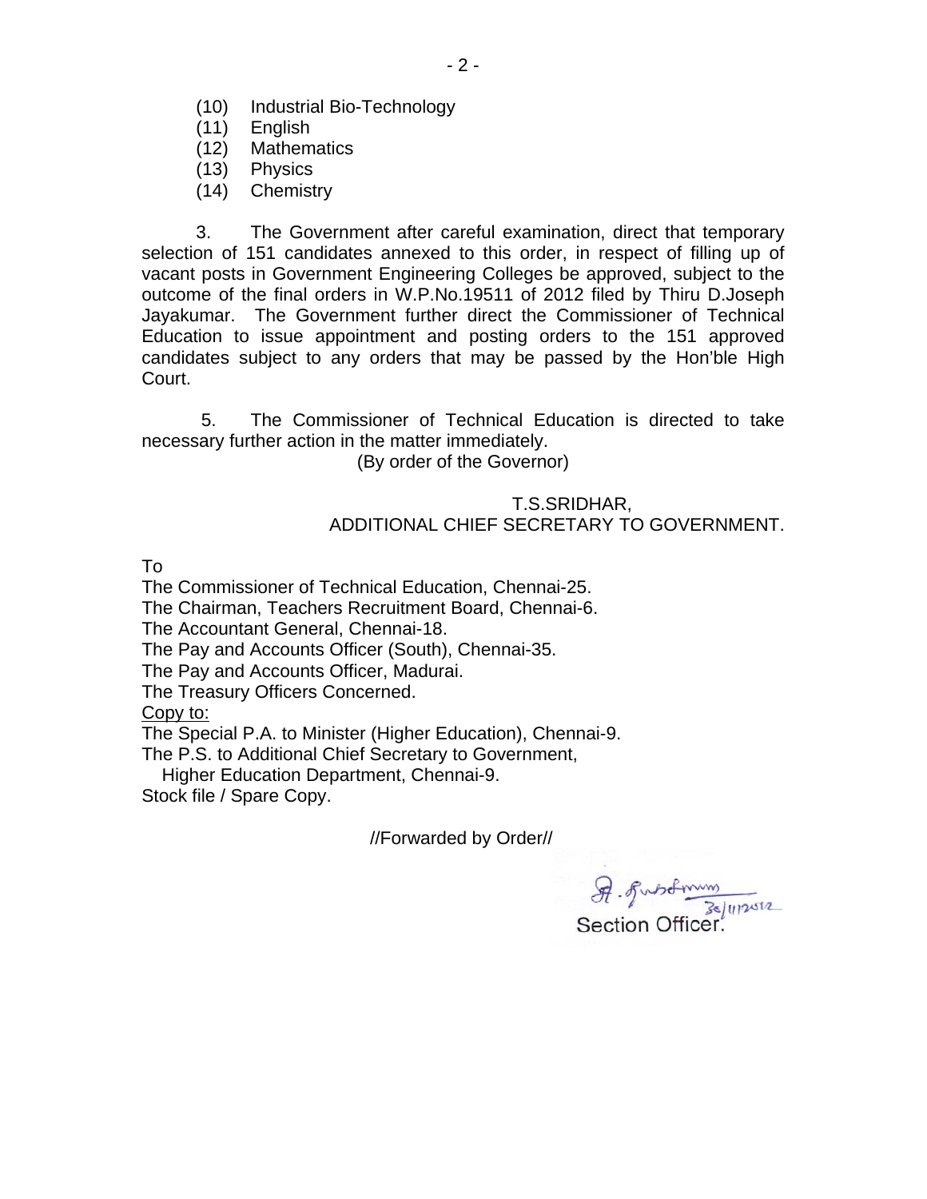(10) Industrial Bio-Technology
(11) English
(12) Mathematics
(13) Physics
(14) Chemistry

3. The Government after careful examination, direct that temporary selection of 151 candidates annexed to this order, in respect of filling up of vacant posts in Government Engineering Colleges be approved, subject to the outcome of the final orders in W.P.No.19511 of 2012 filed by Thiru D.Joseph Jayakumar. The Government further direct the Commissioner of Technical Education to issue appointment and posting orders to the 151 approved candidates subject to any orders that may be passed by the Hon'ble High Court.

5. The Commissioner of Technical Education is directed to take necessary further action in the matter immediately.

(By order of the Governor)

T.S.SRIDHAR,
ADDITIONAL CHIEF SECRETARY TO GOVERNMENT.

To
The Commissioner of Technical Education, Chennai-25.
The Chairman, Teachers Recruitment Board, Chennai-6.
The Accountant General, Chennai-18.
The Pay and Accounts Officer (South), Chennai-35.
The Pay and Accounts Officer, Madurai.
The Treasury Officers Concerned.
Copy to:
The Special P.A. to Minister (Higher Education), Chennai-9.
The P.S. to Additional Chief Secretary to Government,
Higher Education Department, Chennai-9.
Stock file / Spare Copy.

//Forwarded by Order//

Section Officer.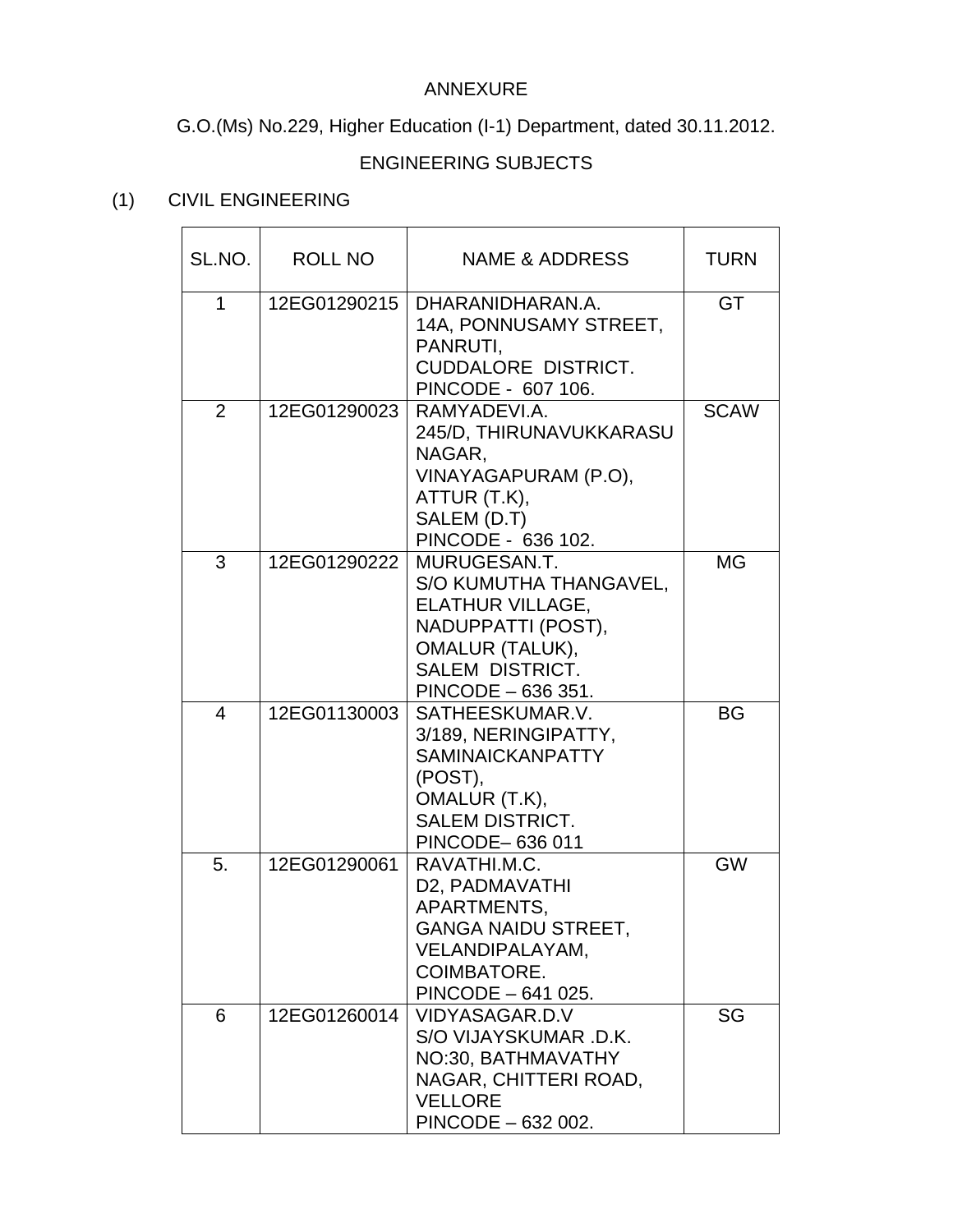ANNEXURE

G.O.(Ms) No.229, Higher Education (I-1) Department, dated 30.11.2012.

ENGINEERING SUBJECTS

(1) CIVIL ENGINEERING

| SL.NO. | ROLL NO | NAME & ADDRESS | TURN |
|---|---|---|---|
| 1 | 12EG01290215 | DHARANIDHARAN.A.<br>14A, PONNUSAMY STREET,<br>PANRUTI,<br>CUDDALORE DISTRICT.<br>PINCODE - 607 106. | GT |
| 2 | 12EG01290023 | RAMYADEVI.A.<br>245/D, THIRUNAVUKKARASU NAGAR,<br>VINAYAGAPURAM (P.O),<br>ATTUR (T.K),<br>SALEM (D.T)<br>PINCODE - 636 102. | SCAW |
| 3 | 12EG01290222 | MURUGESAN.T.<br>S/O KUMUTHA THANGAVEL,<br>ELATHUR VILLAGE,<br>NADUPPATTI (POST),<br>OMALUR (TALUK),<br>SALEM DISTRICT.<br>PINCODE – 636 351. | MG |
| 4 | 12EG01130003 | SATHEESKUMAR.V.<br>3/189, NERINGIPATTY,<br>SAMINAICKANPATTY (POST),<br>OMALUR (T.K),<br>SALEM DISTRICT.<br>PINCODE– 636 011 | BG |
| 5. | 12EG01290061 | RAVATHI.M.C.<br>D2, PADMAVATHI APARTMENTS,<br>GANGA NAIDU STREET,<br>VELANDIPALAYAM,<br>COIMBATORE.<br>PINCODE – 641 025. | GW |
| 6 | 12EG01260014 | VIDYASAGAR.D.V<br>S/O VIJAYSKUMAR .D.K.<br>NO:30, BATHMAVATHY NAGAR, CHITTERI ROAD,<br>VELLORE<br>PINCODE – 632 002. | SG |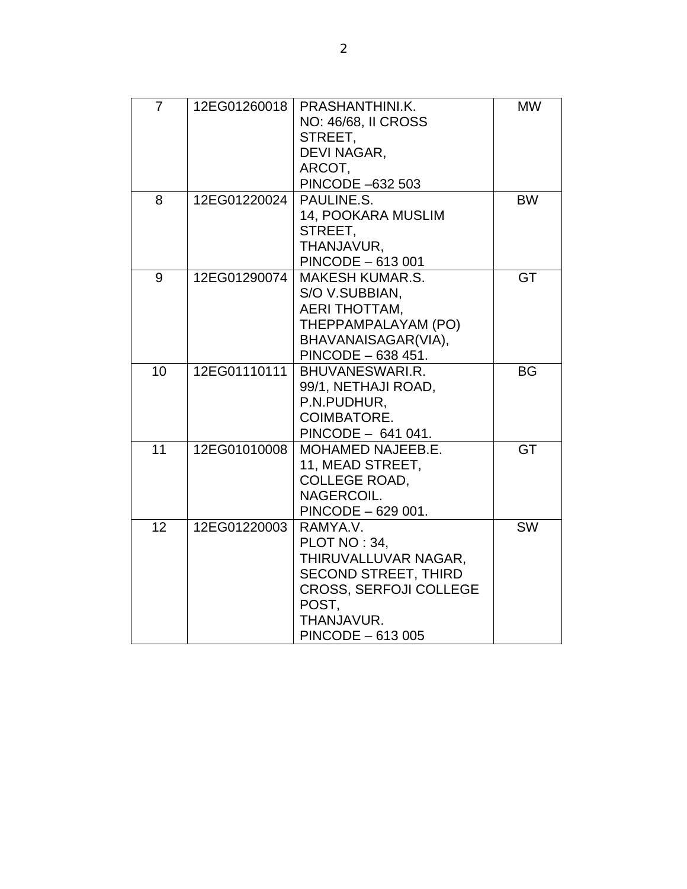| 7 | 12EG01260018 | PRASHANTHINI.K.<br>NO: 46/68, II CROSS STREET,<br>DEVI NAGAR,<br>ARCOT,<br>PINCODE –632 503 | MW |
|---|---|---|---|
| 8 | 12EG01220024 | PAULINE.S.<br>14, POOKARA MUSLIM STREET,<br>THANJAVUR,<br>PINCODE – 613 001 | BW |
| 9 | 12EG01290074 | MAKESH KUMAR.S.<br>S/O V.SUBBIAN,<br>AERI THOTTAM,<br>THEPPAMPALAYAM (PO)<br>BHAVANAISAGAR(VIA),<br>PINCODE – 638 451. | GT |
| 10 | 12EG01110111 | BHUVANESWARI.R.<br>99/1, NETHAJI ROAD,<br>P.N.PUDHUR,<br>COIMBATORE.<br>PINCODE – 641 041. | BG |
| 11 | 12EG01010008 | MOHAMED NAJEEB.E.<br>11, MEAD STREET,<br>COLLEGE ROAD,<br>NAGERCOIL.<br>PINCODE – 629 001. | GT |
| 12 | 12EG01220003 | RAMYA.V.<br>PLOT NO : 34,<br>THIRUVALLUVAR NAGAR,<br>SECOND STREET, THIRD CROSS, SERFOJI COLLEGE POST,<br>THANJAVUR.<br>PINCODE – 613 005 | SW |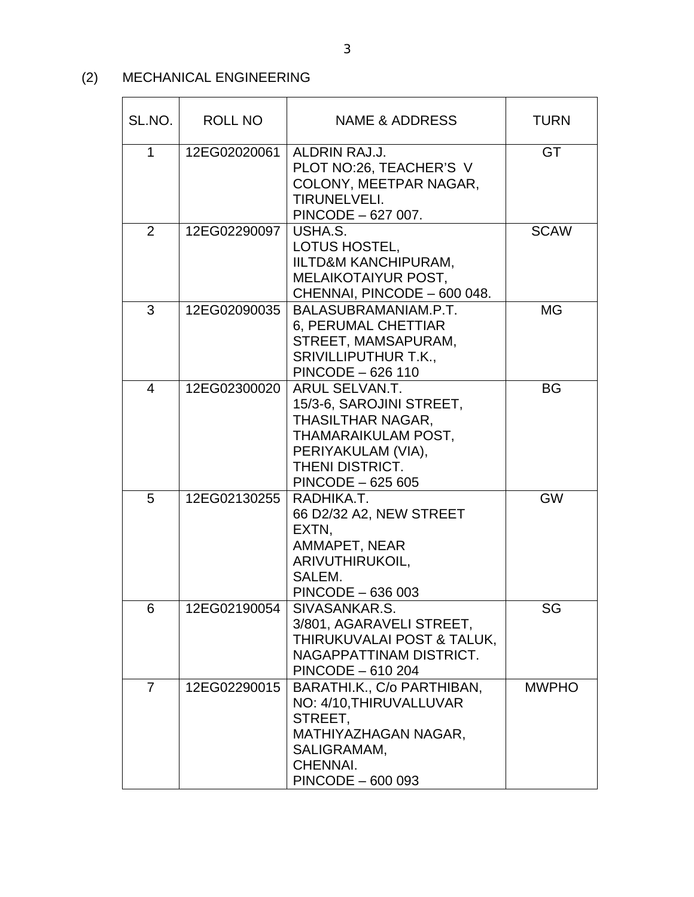(2) MECHANICAL ENGINEERING

| SL.NO. | ROLL NO | NAME & ADDRESS | TURN |
|---|---|---|---|
| 1 | 12EG02020061 | ALDRIN RAJ.J.<br>PLOT NO:26, TEACHER'S V COLONY, MEETPAR NAGAR, TIRUNELVELI.<br>PINCODE – 627 007. | GT |
| 2 | 12EG02290097 | USHA.S.<br>LOTUS HOSTEL,<br>IILTD&M KANCHIPURAM,<br>MELAIKOTAIYUR POST,<br>CHENNAI, PINCODE – 600 048. | SCAW |
| 3 | 12EG02090035 | BALASUBRAMANIAM.P.T.<br>6, PERUMAL CHETTIAR STREET, MAMSAPURAM,<br>SRIVILLIPUTHUR T.K.,<br>PINCODE – 626 110 | MG |
| 4 | 12EG02300020 | ARUL SELVAN.T.<br>15/3-6, SAROJINI STREET,<br>THASILTHAR NAGAR,<br>THAMARAIKULAM POST,<br>PERIYAKULAM (VIA),<br>THENI DISTRICT.<br>PINCODE – 625 605 | BG |
| 5 | 12EG02130255 | RADHIKA.T.<br>66 D2/32 A2, NEW STREET EXTN,<br>AMMAPET, NEAR ARIVUTHIRUKOIL,<br>SALEM.<br>PINCODE – 636 003 | GW |
| 6 | 12EG02190054 | SIVASANKAR.S.<br>3/801, AGARAVELI STREET,<br>THIRUKUVALAI POST & TALUK,<br>NAGAPPATTINAM DISTRICT.<br>PINCODE – 610 204 | SG |
| 7 | 12EG02290015 | BARATHI.K., C/o PARTHIBAN,<br>NO: 4/10,THIRUVALLUVAR STREET,<br>MATHIYAZHAGAN NAGAR,<br>SALIGRAMAM,<br>CHENNAI.<br>PINCODE – 600 093 | MWPHO |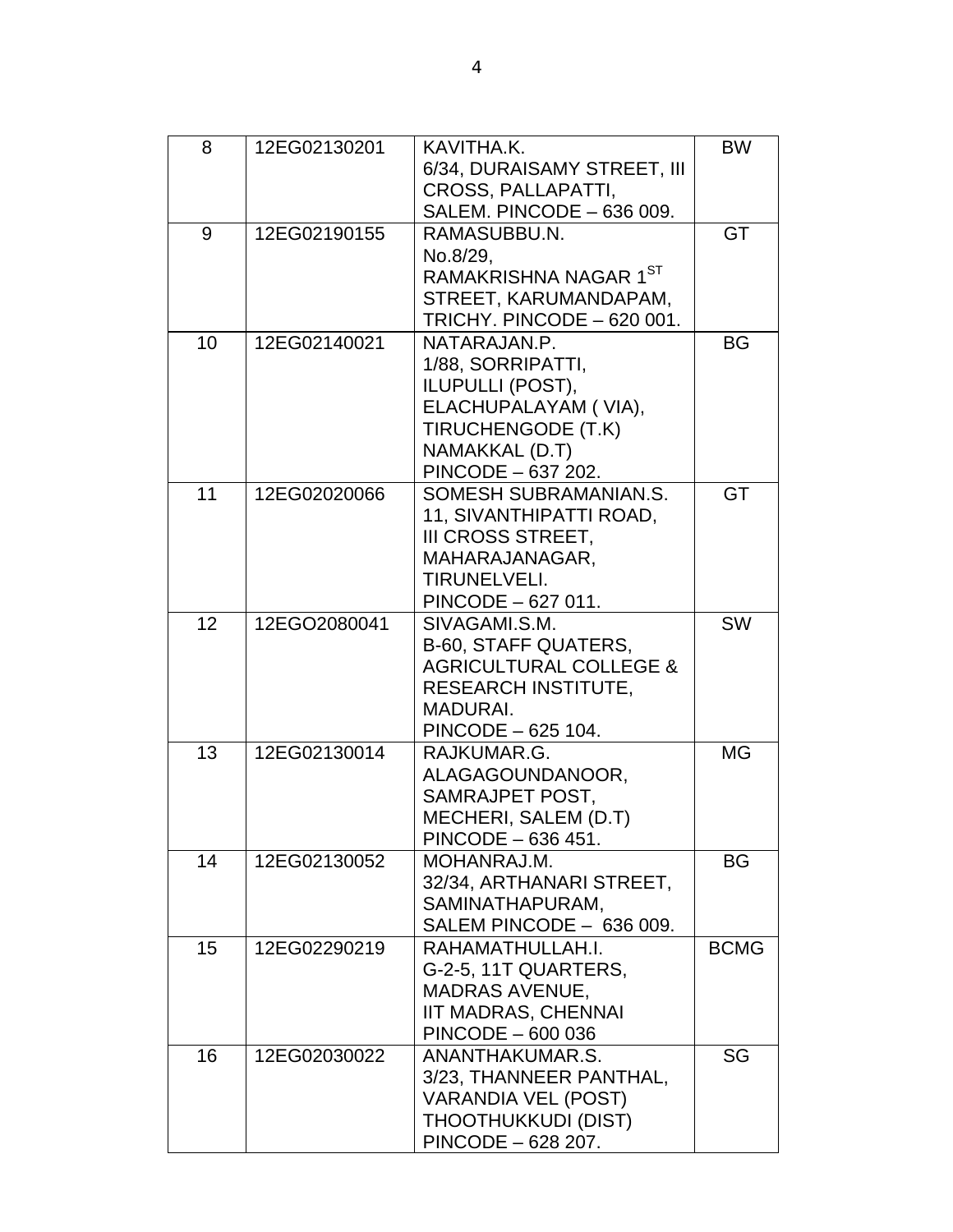| 8 | 12EG02130201 | KAVITHA.K.<br>6/34, DURAISAMY STREET, III CROSS, PALLAPATTI,<br>SALEM. PINCODE – 636 009. | BW |
|---|---|---|---|
| 9 | 12EG02190155 | RAMASUBBU.N.<br>No.8/29,<br>RAMAKRISHNA NAGAR 1ST STREET, KARUMANDAPAM,<br>TRICHY. PINCODE – 620 001. | GT |
| 10 | 12EG02140021 | NATARAJAN.P.<br>1/88, SORRIPATTI,<br>ILUPULLI (POST),<br>ELACHUPALAYAM ( VIA),<br>TIRUCHENGODE (T.K)<br>NAMAKKAL (D.T)<br>PINCODE – 637 202. | BG |
| 11 | 12EG02020066 | SOMESH SUBRAMANIAN.S.<br>11, SIVANTHIPATTI ROAD,<br>III CROSS STREET,<br>MAHARAJANAGAR,<br>TIRUNELVELI.<br>PINCODE – 627 011. | GT |
| 12 | 12EGO2080041 | SIVAGAMI.S.M.<br>B-60, STAFF QUATERS,<br>AGRICULTURAL COLLEGE & RESEARCH INSTITUTE,<br>MADURAI.<br>PINCODE – 625 104. | SW |
| 13 | 12EG02130014 | RAJKUMAR.G.<br>ALAGAGOUNDANOOR,<br>SAMRAJPET POST,<br>MECHERI, SALEM (D.T)<br>PINCODE – 636 451. | MG |
| 14 | 12EG02130052 | MOHANRAJ.M.<br>32/34, ARTHANARI STREET,<br>SAMINATHAPURAM,<br>SALEM PINCODE – 636 009. | BG |
| 15 | 12EG02290219 | RAHAMATHULLAH.I.<br>G-2-5, 11T QUARTERS,<br>MADRAS AVENUE,<br>IIT MADRAS, CHENNAI<br>PINCODE – 600 036 | BCMG |
| 16 | 12EG02030022 | ANANTHAKUMAR.S.<br>3/23, THANNEER PANTHAL,<br>VARANDIA VEL (POST)<br>THOOTHUKKUDI (DIST)<br>PINCODE – 628 207. | SG |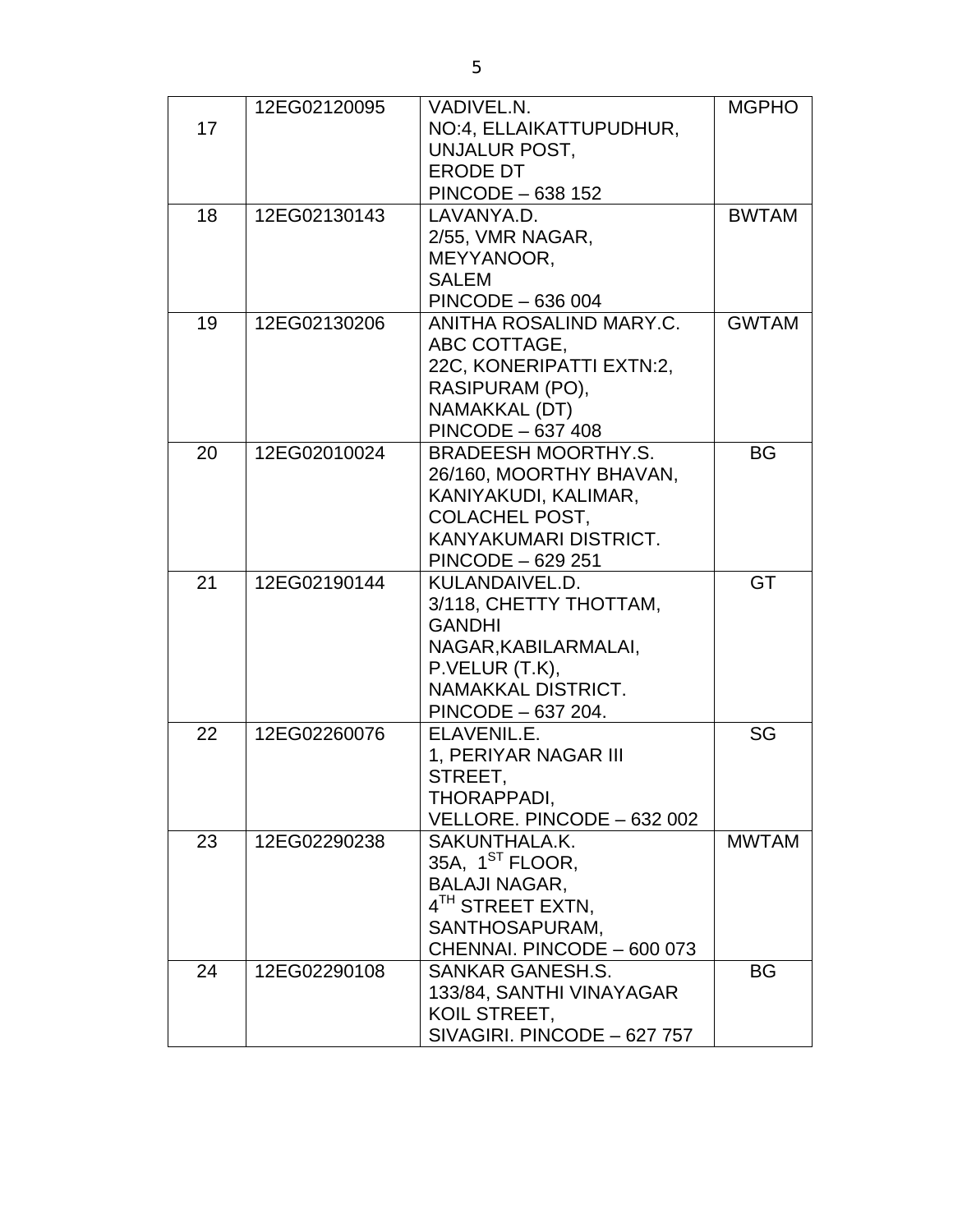| 17 | 12EG02120095 | VADIVEL.N.<br>NO:4, ELLAIKATTUPUDHUR,<br>UNJALUR POST,<br>ERODE DT<br>PINCODE – 638 152 | MGPHO |
|---|---|---|---|
| 18 | 12EG02130143 | LAVANYA.D.<br>2/55, VMR NAGAR,<br>MEYYANOOR,<br>SALEM<br>PINCODE – 636 004 | BWTAM |
| 19 | 12EG02130206 | ANITHA ROSALIND MARY.C.<br>ABC COTTAGE,<br>22C, KONERIPATTI EXTN:2,<br>RASIPURAM (PO),<br>NAMAKKAL (DT)<br>PINCODE – 637 408 | GWTAM |
| 20 | 12EG02010024 | BRADEESH MOORTHY.S.<br>26/160, MOORTHY BHAVAN,<br>KANIYAKUDI, KALIMAR,<br>COLACHEL POST,<br>KANYAKUMARI DISTRICT.<br>PINCODE – 629 251 | BG |
| 21 | 12EG02190144 | KULANDAIVEL.D.<br>3/118, CHETTY THOTTAM,<br>GANDHI<br>NAGAR,KABILARMALAI,<br>P.VELUR (T.K),<br>NAMAKKAL DISTRICT.<br>PINCODE – 637 204. | GT |
| 22 | 12EG02260076 | ELAVENIL.E.<br>1, PERIYAR NAGAR III<br>STREET,<br>THORAPPADI,<br>VELLORE. PINCODE – 632 002 | SG |
| 23 | 12EG02290238 | SAKUNTHALA.K.<br>35A, 1ST FLOOR,<br>BALAJI NAGAR,<br>4TH STREET EXTN,<br>SANTHOSAPURAM,<br>CHENNAI. PINCODE – 600 073 | MWTAM |
| 24 | 12EG02290108 | SANKAR GANESH.S.<br>133/84, SANTHI VINAYAGAR<br>KOIL STREET,<br>SIVAGIRI. PINCODE – 627 757 | BG |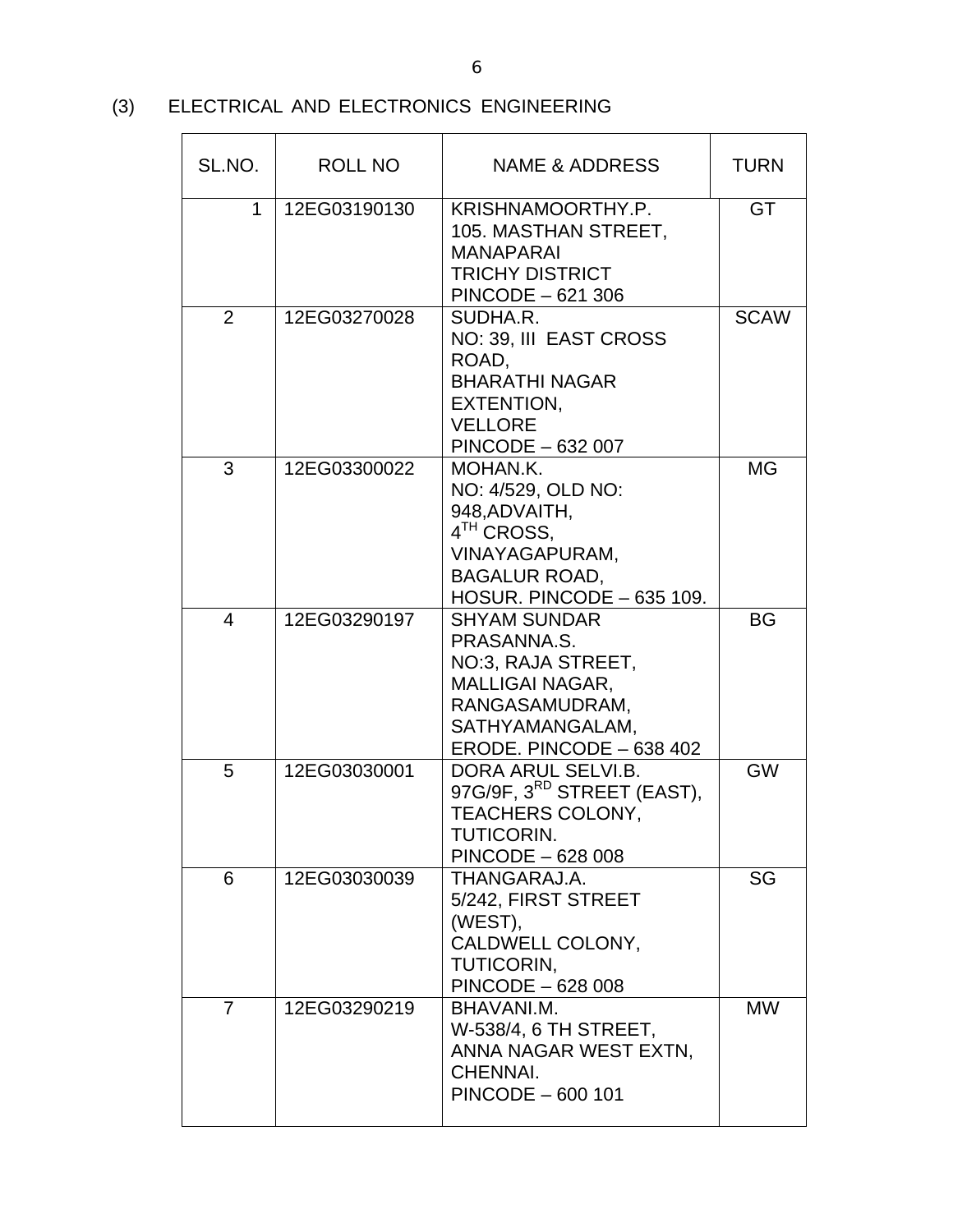(3) ELECTRICAL AND ELECTRONICS ENGINEERING

| SL.NO. | ROLL NO | NAME & ADDRESS | TURN |
|---|---|---|---|
| 1 | 12EG03190130 | KRISHNAMOORTHY.P.<br>105. MASTHAN STREET,<br>MANAPARAI<br>TRICHY DISTRICT<br>PINCODE – 621 306 | GT |
| 2 | 12EG03270028 | SUDHA.R.<br>NO: 39, III EAST CROSS ROAD,<br>BHARATHI NAGAR EXTENTION,<br>VELLORE<br>PINCODE – 632 007 | SCAW |
| 3 | 12EG03300022 | MOHAN.K.<br>NO: 4/529, OLD NO: 948,ADVAITH,<br>4TH CROSS,<br>VINAYAGAPURAM,<br>BAGALUR ROAD,<br>HOSUR. PINCODE – 635 109. | MG |
| 4 | 12EG03290197 | SHYAM SUNDAR PRASANNA.S.<br>NO:3, RAJA STREET,<br>MALLIGAI NAGAR,<br>RANGASAMUDRAM,<br>SATHYAMANGALAM,<br>ERODE. PINCODE – 638 402 | BG |
| 5 | 12EG03030001 | DORA ARUL SELVI.B.<br>97G/9F, 3RD STREET (EAST),<br>TEACHERS COLONY,<br>TUTICORIN.<br>PINCODE – 628 008 | GW |
| 6 | 12EG03030039 | THANGARAJ.A.<br>5/242, FIRST STREET (WEST),<br>CALDWELL COLONY,<br>TUTICORIN,<br>PINCODE – 628 008 | SG |
| 7 | 12EG03290219 | BHAVANI.M.<br>W-538/4, 6 TH STREET,<br>ANNA NAGAR WEST EXTN,<br>CHENNAI.<br>PINCODE – 600 101 | MW |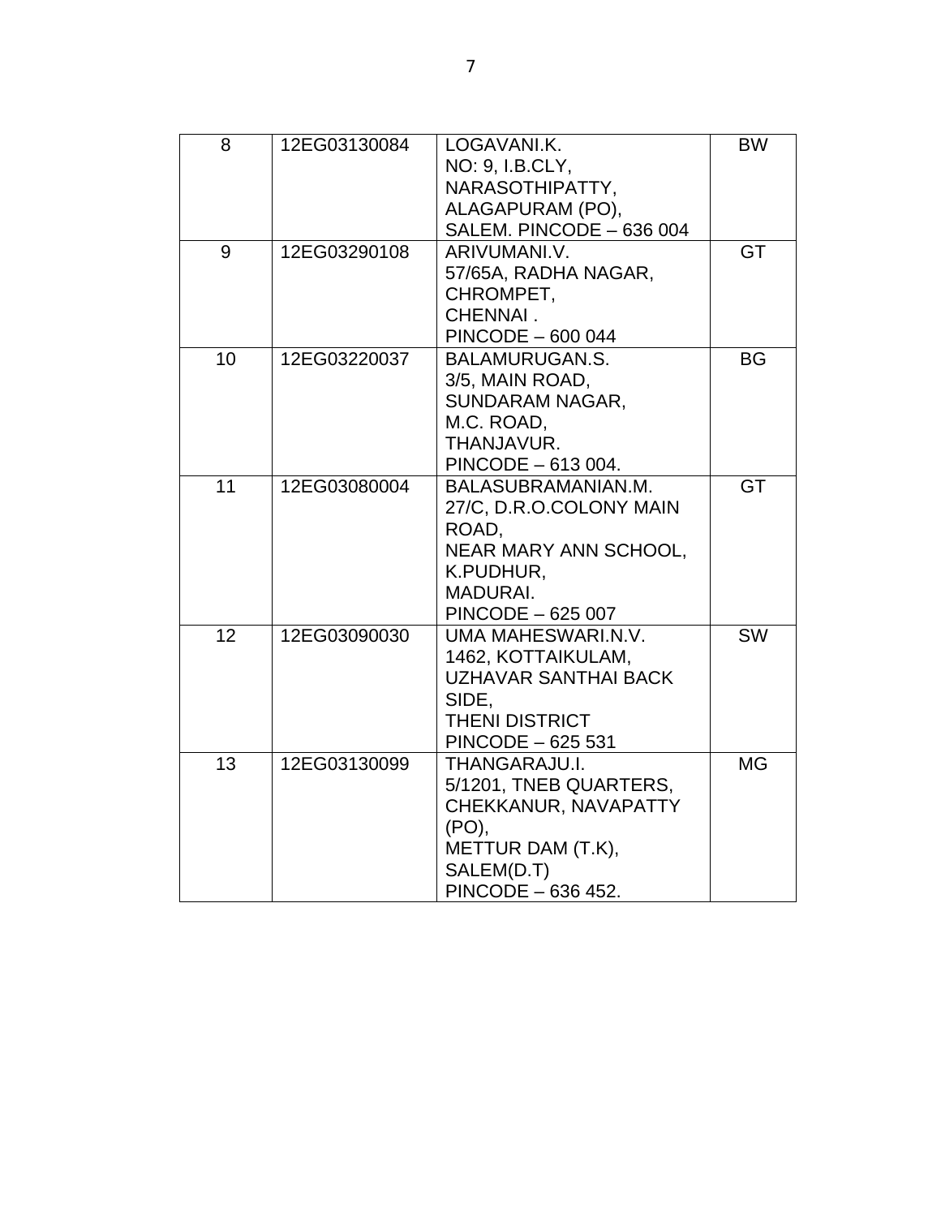| 8 | 12EG03130084 | LOGAVANI.K.<br>NO: 9, I.B.CLY,<br>NARASOTHIPATTY,<br>ALAGAPURAM (PO),<br>SALEM. PINCODE – 636 004 | BW |
|---|---|---|---|
| 9 | 12EG03290108 | ARIVUMANI.V.<br>57/65A, RADHA NAGAR,<br>CHROMPET,<br>CHENNAI .<br>PINCODE – 600 044 | GT |
| 10 | 12EG03220037 | BALAMURUGAN.S.<br>3/5, MAIN ROAD,<br>SUNDARAM NAGAR,<br>M.C. ROAD,<br>THANJAVUR.<br>PINCODE – 613 004. | BG |
| 11 | 12EG03080004 | BALASUBRAMANIAN.M.<br>27/C, D.R.O.COLONY MAIN ROAD,<br>NEAR MARY ANN SCHOOL,<br>K.PUDHUR,<br>MADURAI.<br>PINCODE – 625 007 | GT |
| 12 | 12EG03090030 | UMA MAHESWARI.N.V.<br>1462, KOTTAIKULAM,<br>UZHAVAR SANTHAI BACK SIDE,<br>THENI DISTRICT<br>PINCODE – 625 531 | SW |
| 13 | 12EG03130099 | THANGARAJU.I.<br>5/1201, TNEB QUARTERS,<br>CHEKKANUR, NAVAPATTY (PO),<br>METTUR DAM (T.K),<br>SALEM(D.T)<br>PINCODE – 636 452. | MG |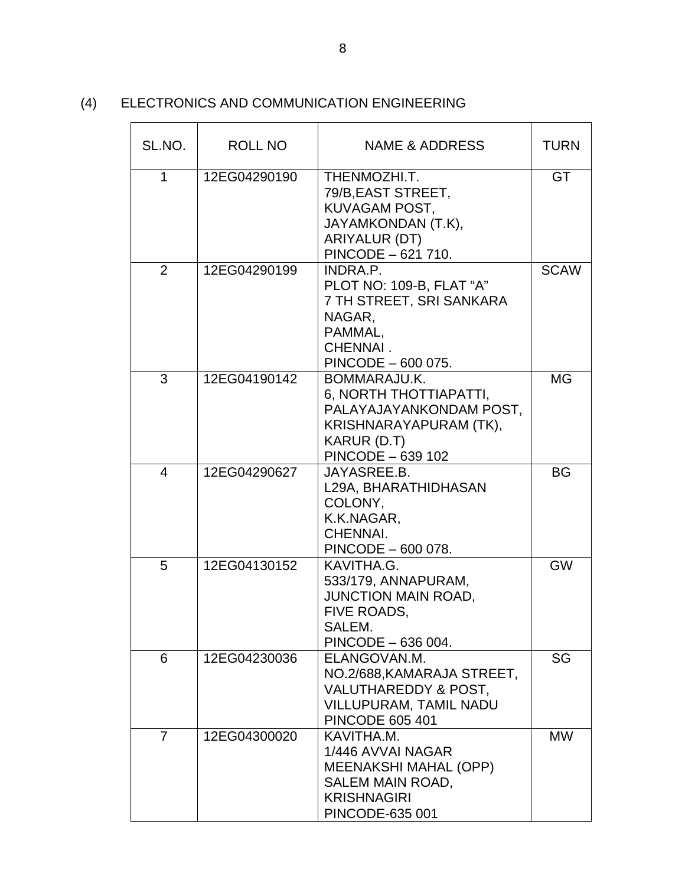(4) ELECTRONICS AND COMMUNICATION ENGINEERING

| SL.NO. | ROLL NO | NAME & ADDRESS | TURN |
|---|---|---|---|
| 1 | 12EG04290190 | THENMOZHI.T.<br>79/B,EAST STREET,<br>KUVAGAM POST,<br>JAYAMKONDAN (T.K),<br>ARIYALUR (DT)<br>PINCODE – 621 710. | GT |
| 2 | 12EG04290199 | INDRA.P.<br>PLOT NO: 109-B, FLAT "A"<br>7 TH STREET, SRI SANKARA NAGAR,<br>PAMMAL,<br>CHENNAI .<br>PINCODE – 600 075. | SCAW |
| 3 | 12EG04190142 | BOMMARAJU.K.<br>6, NORTH THOTTIAPATTI,<br>PALAYAJAYANKONDAM POST,<br>KRISHNARAYAPURAM (TK),<br>KARUR (D.T)<br>PINCODE – 639 102 | MG |
| 4 | 12EG04290627 | JAYASREE.B.<br>L29A, BHARATHIDHASAN COLONY,<br>K.K.NAGAR,<br>CHENNAI.<br>PINCODE – 600 078. | BG |
| 5 | 12EG04130152 | KAVITHA.G.<br>533/179, ANNAPURAM,<br>JUNCTION MAIN ROAD,<br>FIVE ROADS,<br>SALEM.<br>PINCODE – 636 004. | GW |
| 6 | 12EG04230036 | ELANGOVAN.M.<br>NO.2/688,KAMARAJA STREET,<br>VALUTHAREDDY & POST,<br>VILLUPURAM, TAMIL NADU<br>PINCODE 605 401 | SG |
| 7 | 12EG04300020 | KAVITHA.M.<br>1/446 AVVAI NAGAR<br>MEENAKSHI MAHAL (OPP)<br>SALEM MAIN ROAD,<br>KRISHNAGIRI<br>PINCODE-635 001 | MW |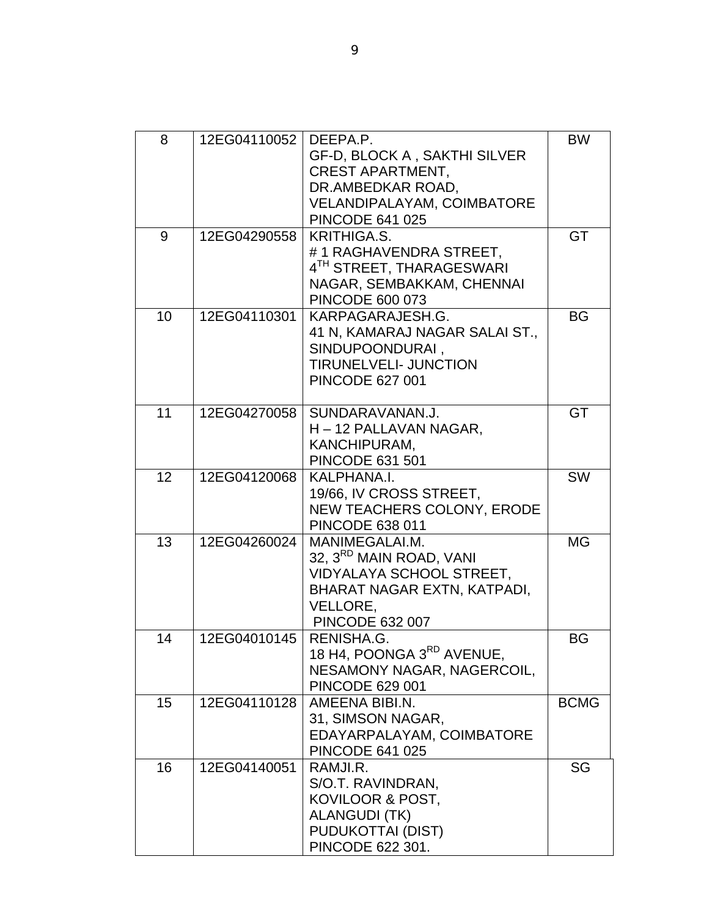| 8 | 12EG04110052 | DEEPA.P.<br>GF-D, BLOCK A , SAKTHI SILVER CREST APARTMENT,<br>DR.AMBEDKAR ROAD,<br>VELANDIPALAYAM, COIMBATORE<br>PINCODE 641 025 | BW |
|---|---|---|---|
| 9 | 12EG04290558 | KRITHIGA.S.<br># 1 RAGHAVENDRA STREET,<br>4TH STREET, THARAGESWARI NAGAR, SEMBAKKAM, CHENNAI<br>PINCODE 600 073 | GT |
| 10 | 12EG04110301 | KARPAGARAJESH.G.<br>41 N, KAMARAJ NAGAR SALAI ST.,<br>SINDUPOONDURAI ,<br>TIRUNELVELI- JUNCTION<br>PINCODE 627 001 | BG |
| 11 | 12EG04270058 | SUNDARAVANAN.J.<br>H – 12 PALLAVAN NAGAR,<br>KANCHIPURAM,<br>PINCODE 631 501 | GT |
| 12 | 12EG04120068 | KALPHANA.I.<br>19/66, IV CROSS STREET,<br>NEW TEACHERS COLONY, ERODE<br>PINCODE 638 011 | SW |
| 13 | 12EG04260024 | MANIMEGALAI.M.<br>32, 3RD MAIN ROAD, VANI VIDYALAYA SCHOOL STREET,<br>BHARAT NAGAR EXTN, KATPADI,<br>VELLORE,<br>PINCODE 632 007 | MG |
| 14 | 12EG04010145 | RENISHA.G.<br>18 H4, POONGA 3RD AVENUE,<br>NESAMONY NAGAR, NAGERCOIL,<br>PINCODE 629 001 | BG |
| 15 | 12EG04110128 | AMEENA BIBI.N.<br>31, SIMSON NAGAR,<br>EDAYARPALAYAM, COIMBATORE<br>PINCODE 641 025 | BCMG |
| 16 | 12EG04140051 | RAMJI.R.<br>S/O.T. RAVINDRAN,<br>KOVILOOR & POST,<br>ALANGUDI (TK)<br>PUDUKOTTAI (DIST)<br>PINCODE 622 301. | SG |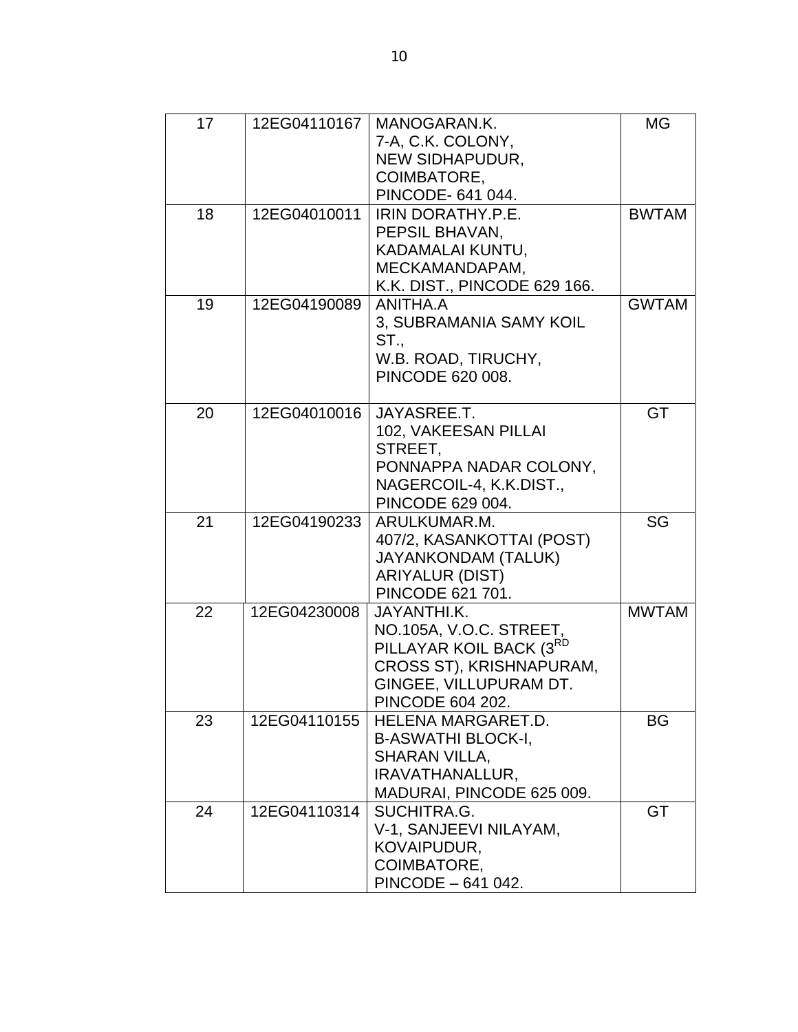| 17 | 12EG04110167 | MANOGARAN.K.<br>7-A, C.K. COLONY,<br>NEW SIDHAPUDUR,<br>COIMBATORE,<br>PINCODE- 641 044. | MG |
|---|---|---|---|
| 18 | 12EG04010011 | IRIN DORATHY.P.E.<br>PEPSIL BHAVAN,<br>KADAMALAI KUNTU,<br>MECKAMANDAPAM,<br>K.K. DIST., PINCODE 629 166. | BWTAM |
| 19 | 12EG04190089 | ANITHA.A<br>3, SUBRAMANIA SAMY KOIL ST.,<br>W.B. ROAD, TIRUCHY,<br>PINCODE 620 008. | GWTAM |
| 20 | 12EG04010016 | JAYASREE.T.<br>102, VAKEESAN PILLAI STREET,<br>PONNAPPA NADAR COLONY,<br>NAGERCOIL-4, K.K.DIST.,<br>PINCODE 629 004. | GT |
| 21 | 12EG04190233 | ARULKUMAR.M.<br>407/2, KASANKOTTAI (POST)<br>JAYANKONDAM (TALUK)<br>ARIYALUR (DIST)<br>PINCODE 621 701. | SG |
| 22 | 12EG04230008 | JAYANTHI.K.<br>NO.105A, V.O.C. STREET,<br>PILLAYAR KOIL BACK (3RD CROSS ST), KRISHNAPURAM,<br>GINGEE, VILLUPURAM DT.<br>PINCODE 604 202. | MWTAM |
| 23 | 12EG04110155 | HELENA MARGARET.D.<br>B-ASWATHI BLOCK-I,<br>SHARAN VILLA,<br>IRAVATHANALLUR,<br>MADURAI, PINCODE 625 009. | BG |
| 24 | 12EG04110314 | SUCHITRA.G.<br>V-1, SANJEEVI NILAYAM,<br>KOVAIPUDUR,<br>COIMBATORE,<br>PINCODE – 641 042. | GT |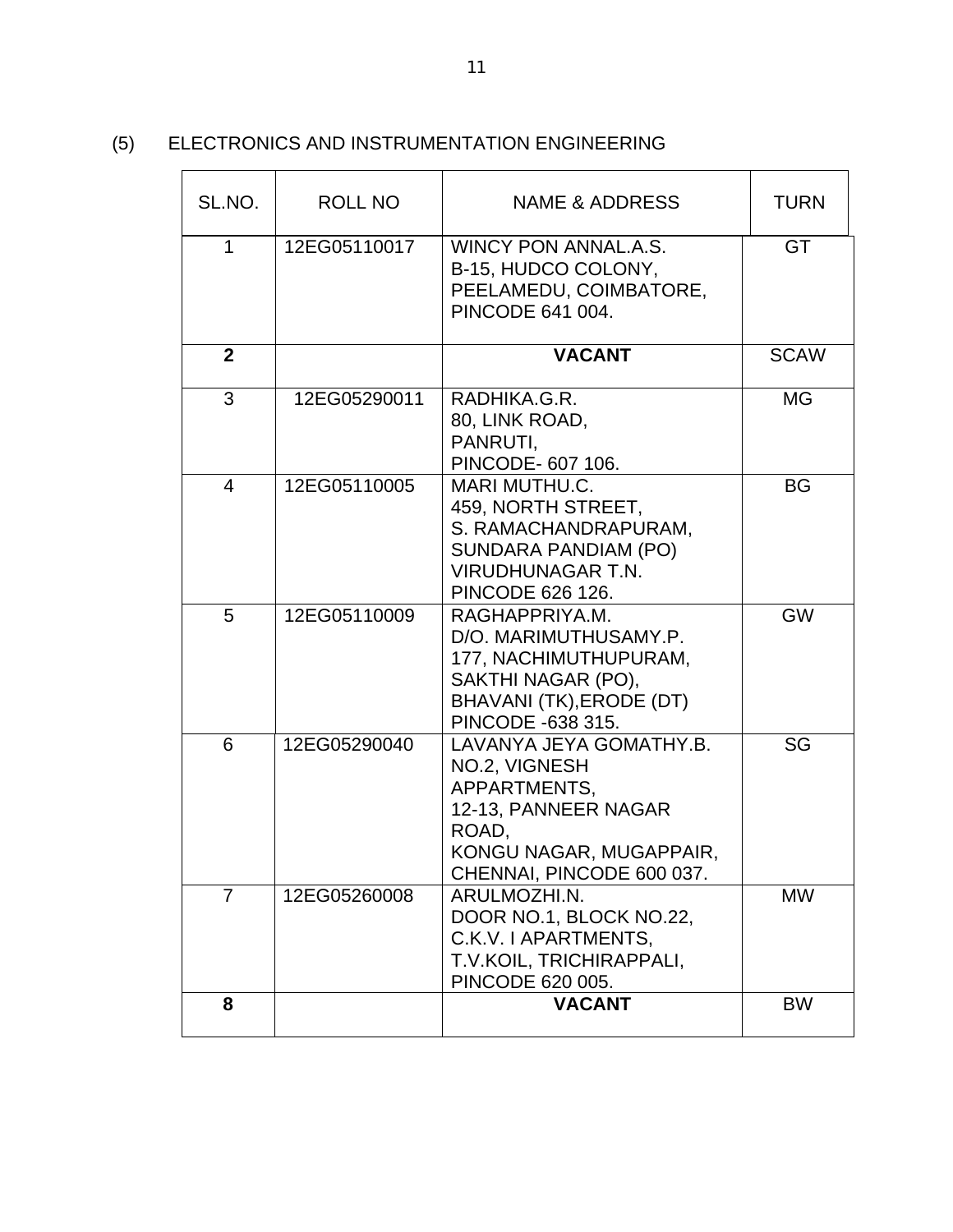(5) ELECTRONICS AND INSTRUMENTATION ENGINEERING

| SL.NO. | ROLL NO | NAME & ADDRESS | TURN |
|---|---|---|---|
| 1 | 12EG05110017 | WINCY PON ANNAL.A.S.<br>B-15, HUDCO COLONY,<br>PEELAMEDU, COIMBATORE,<br>PINCODE 641 004. | GT |
| **2** | | **VACANT** | SCAW |
| 3 | 12EG05290011 | RADHIKA.G.R.<br>80, LINK ROAD,<br>PANRUTI,<br>PINCODE- 607 106. | MG |
| 4 | 12EG05110005 | MARI MUTHU.C.<br>459, NORTH STREET,<br>S. RAMACHANDRAPURAM,<br>SUNDARA PANDIAM (PO)<br>VIRUDHUNAGAR T.N.<br>PINCODE 626 126. | BG |
| 5 | 12EG05110009 | RAGHAPPRIYA.M.<br>D/O. MARIMUTHUSAMY.P.<br>177, NACHIMUTHUPURAM,<br>SAKTHI NAGAR (PO),<br>BHAVANI (TK),ERODE (DT)<br>PINCODE -638 315. | GW |
| 6 | 12EG05290040 | LAVANYA JEYA GOMATHY.B.<br>NO.2, VIGNESH<br>APPARTMENTS,<br>12-13, PANNEER NAGAR<br>ROAD,<br>KONGU NAGAR, MUGAPPAIR,<br>CHENNAI, PINCODE 600 037. | SG |
| 7 | 12EG05260008 | ARULMOZHI.N.<br>DOOR NO.1, BLOCK NO.22,<br>C.K.V. I APARTMENTS,<br>T.V.KOIL, TRICHIRAPPALI,<br>PINCODE 620 005. | MW |
| **8** | | **VACANT** | BW |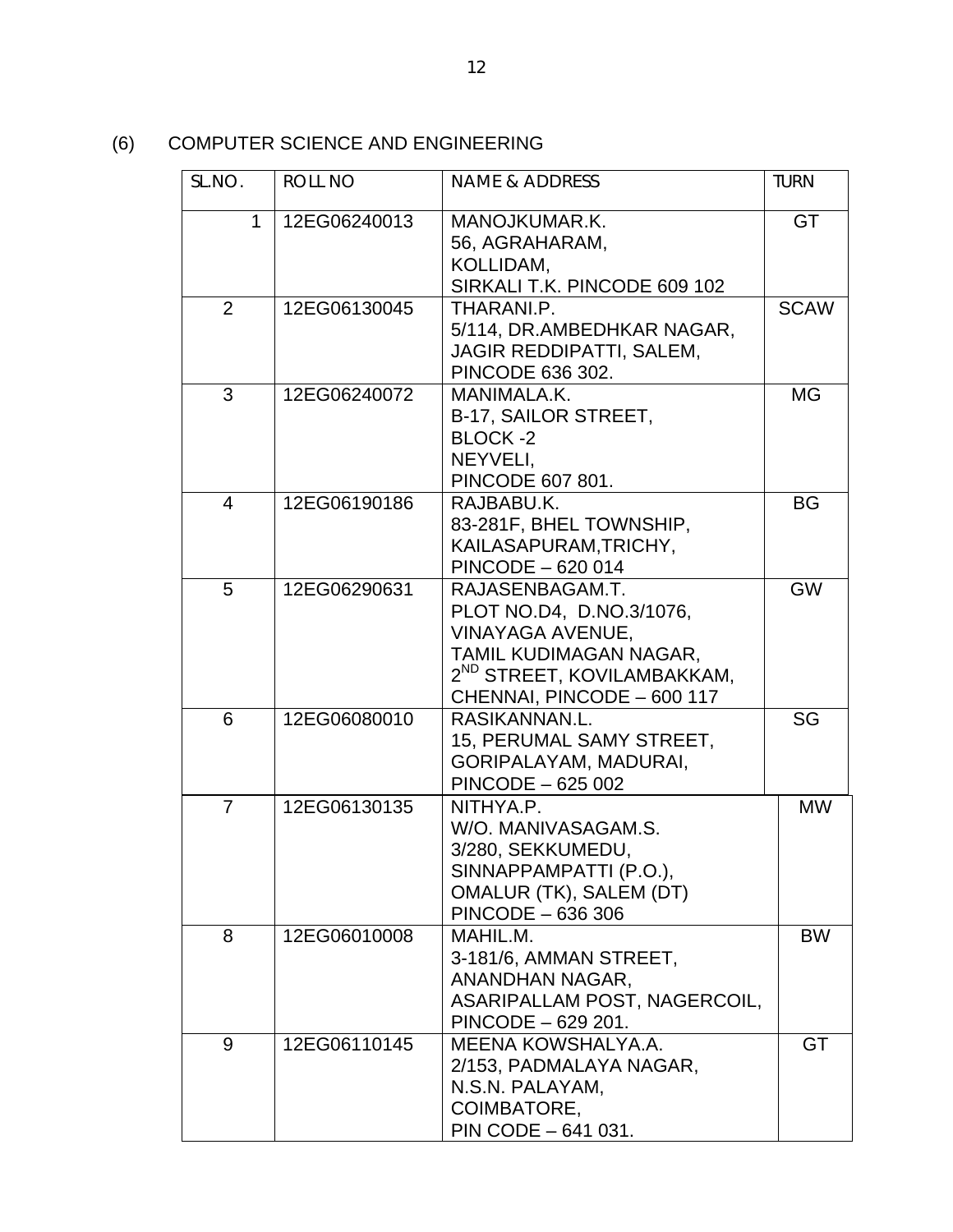(6) COMPUTER SCIENCE AND ENGINEERING

| SL.NO. | ROLL NO | NAME & ADDRESS | TURN |
|---|---|---|---|
| 1 | 12EG06240013 | MANOJKUMAR.K.<br>56, AGRAHARAM,<br>KOLLIDAM,<br>SIRKALI T.K. PINCODE 609 102 | GT |
| 2 | 12EG06130045 | THARANI.P.<br>5/114, DR.AMBEDHKAR NAGAR,<br>JAGIR REDDIPATTI, SALEM,<br>PINCODE 636 302. | SCAW |
| 3 | 12EG06240072 | MANIMALA.K.<br>B-17, SAILOR STREET,<br>BLOCK -2<br>NEYVELI,<br>PINCODE 607 801. | MG |
| 4 | 12EG06190186 | RAJBABU.K.<br>83-281F, BHEL TOWNSHIP,<br>KAILASAPURAM,TRICHY,<br>PINCODE – 620 014 | BG |
| 5 | 12EG06290631 | RAJASENBAGAM.T.<br>PLOT NO.D4, D.NO.3/1076,<br>VINAYAGA AVENUE,<br>TAMIL KUDIMAGAN NAGAR,<br>2ND STREET, KOVILAMBAKKAM,<br>CHENNAI, PINCODE – 600 117 | GW |
| 6 | 12EG06080010 | RASIKANNAN.L.<br>15, PERUMAL SAMY STREET,<br>GORIPALAYAM, MADURAI,<br>PINCODE – 625 002 | SG |
| 7 | 12EG06130135 | NITHYA.P.<br>W/O. MANIVASAGAM.S.<br>3/280, SEKKUMEDU,<br>SINNAPPAMPATTI (P.O.),<br>OMALUR (TK), SALEM (DT)<br>PINCODE – 636 306 | MW |
| 8 | 12EG06010008 | MAHIL.M.<br>3-181/6, AMMAN STREET,<br>ANANDHAN NAGAR,<br>ASARIPALLAM POST, NAGERCOIL,<br>PINCODE – 629 201. | BW |
| 9 | 12EG06110145 | MEENA KOWSHALYA.A.<br>2/153, PADMALAYA NAGAR,<br>N.S.N. PALAYAM,<br>COIMBATORE,<br>PIN CODE – 641 031. | GT |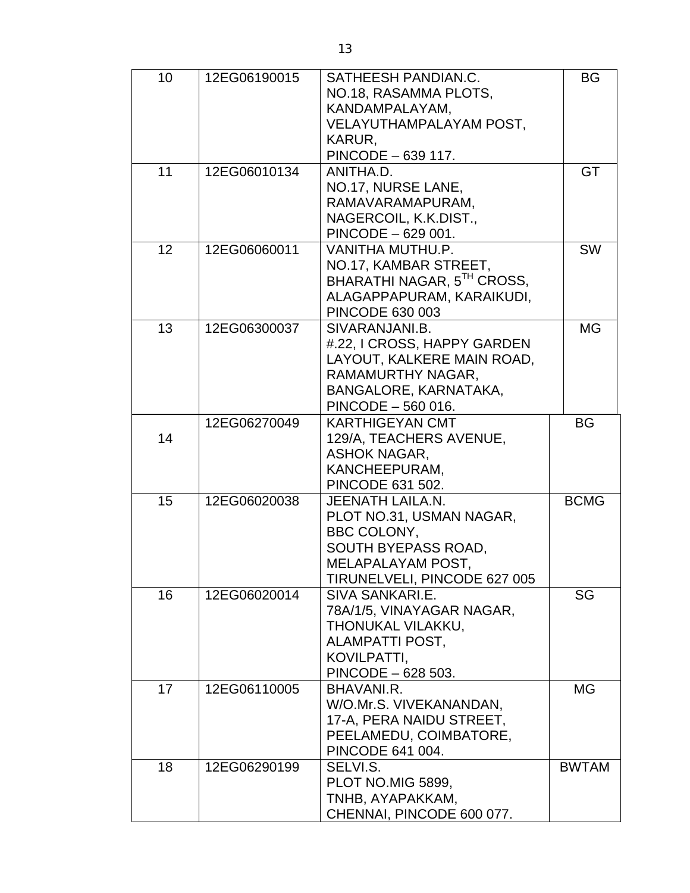| 10 | 12EG06190015 | SATHEESH PANDIAN.C.<br>NO.18, RASAMMA PLOTS,<br>KANDAMPALAYAM,<br>VELAYUTHAMPALAYAM POST,<br>KARUR,<br>PINCODE – 639 117. | BG |
|---|---|---|---|
| 11 | 12EG06010134 | ANITHA.D.<br>NO.17, NURSE LANE,<br>RAMAVARAMAPURAM,<br>NAGERCOIL, K.K.DIST.,<br>PINCODE – 629 001. | GT |
| 12 | 12EG06060011 | VANITHA MUTHU.P.<br>NO.17, KAMBAR STREET,<br>BHARATHI NAGAR, 5TH CROSS,<br>ALAGAPPAPURAM, KARAIKUDI,<br>PINCODE 630 003 | SW |
| 13 | 12EG06300037 | SIVARANJANI.B.<br>#.22, I CROSS, HAPPY GARDEN<br>LAYOUT, KALKERE MAIN ROAD,<br>RAMAMURTHY NAGAR,<br>BANGALORE, KARNATAKA,<br>PINCODE – 560 016. | MG |
| 14 | 12EG06270049 | KARTHIGEYAN CMT<br>129/A, TEACHERS AVENUE,<br>ASHOK NAGAR,<br>KANCHEEPURAM,<br>PINCODE 631 502. | BG |
| 15 | 12EG06020038 | JEENATH LAILA.N.<br>PLOT NO.31, USMAN NAGAR,<br>BBC COLONY,<br>SOUTH BYEPASS ROAD,<br>MELAPALAYAM POST,<br>TIRUNELVELI, PINCODE 627 005 | BCMG |
| 16 | 12EG06020014 | SIVA SANKARI.E.<br>78A/1/5, VINAYAGAR NAGAR,<br>THONUKAL VILAKKU,<br>ALAMPATTI POST,<br>KOVILPATTI,<br>PINCODE – 628 503. | SG |
| 17 | 12EG06110005 | BHAVANI.R.<br>W/O.Mr.S. VIVEKANANDAN,<br>17-A, PERA NAIDU STREET,<br>PEELAMEDU, COIMBATORE,<br>PINCODE 641 004. | MG |
| 18 | 12EG06290199 | SELVI.S.<br>PLOT NO.MIG 5899,<br>TNHB, AYAPAKKAM,<br>CHENNAI, PINCODE 600 077. | BWTAM |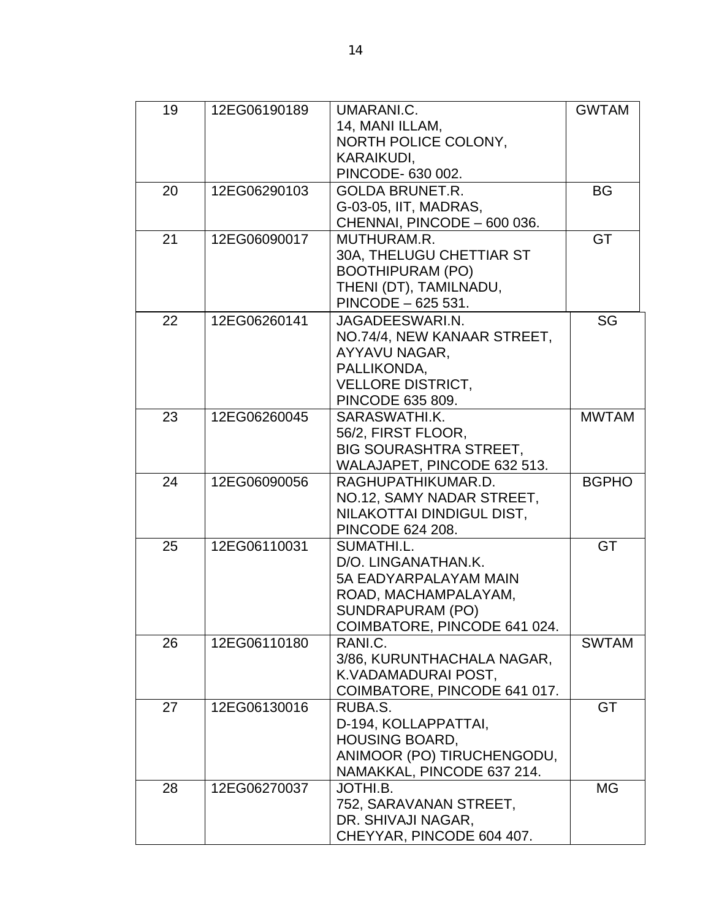| 19 | 12EG06190189 | UMARANI.C.<br>14, MANI ILLAM,<br>NORTH POLICE COLONY,<br>KARAIKUDI,<br>PINCODE- 630 002. | GWTAM |
|---|---|---|---|
| 20 | 12EG06290103 | GOLDA BRUNET.R.<br>G-03-05, IIT, MADRAS,<br>CHENNAI, PINCODE – 600 036. | BG |
| 21 | 12EG06090017 | MUTHURAM.R.<br>30A, THELUGU CHETTIAR ST<br>BOOTHIPURAM (PO)<br>THENI (DT), TAMILNADU,<br>PINCODE – 625 531. | GT |
| 22 | 12EG06260141 | JAGADEESWARI.N.<br>NO.74/4, NEW KANAAR STREET,<br>AYYAVU NAGAR,<br>PALLIKONDA,<br>VELLORE DISTRICT,<br>PINCODE 635 809. | SG |
| 23 | 12EG06260045 | SARASWATHI.K.<br>56/2, FIRST FLOOR,<br>BIG SOURASHTRA STREET,<br>WALAJAPET, PINCODE 632 513. | MWTAM |
| 24 | 12EG06090056 | RAGHUPATHIKUMAR.D.<br>NO.12, SAMY NADAR STREET,<br>NILAKOTTAI DINDIGUL DIST,<br>PINCODE 624 208. | BGPHO |
| 25 | 12EG06110031 | SUMATHI.L.<br>D/O. LINGANATHAN.K.<br>5A EADYARPALAYAM MAIN<br>ROAD, MACHAMPALAYAM,<br>SUNDRAPURAM (PO)<br>COIMBATORE, PINCODE 641 024. | GT |
| 26 | 12EG06110180 | RANI.C.<br>3/86, KURUNTHACHALA NAGAR,<br>K.VADAMADURAI POST,<br>COIMBATORE, PINCODE 641 017. | SWTAM |
| 27 | 12EG06130016 | RUBA.S.<br>D-194, KOLLAPPATTAI,<br>HOUSING BOARD,<br>ANIMOOR (PO) TIRUCHENGODU,<br>NAMAKKAL, PINCODE 637 214. | GT |
| 28 | 12EG06270037 | JOTHI.B.<br>752, SARAVANAN STREET,<br>DR. SHIVAJI NAGAR,<br>CHEYYAR, PINCODE 604 407. | MG |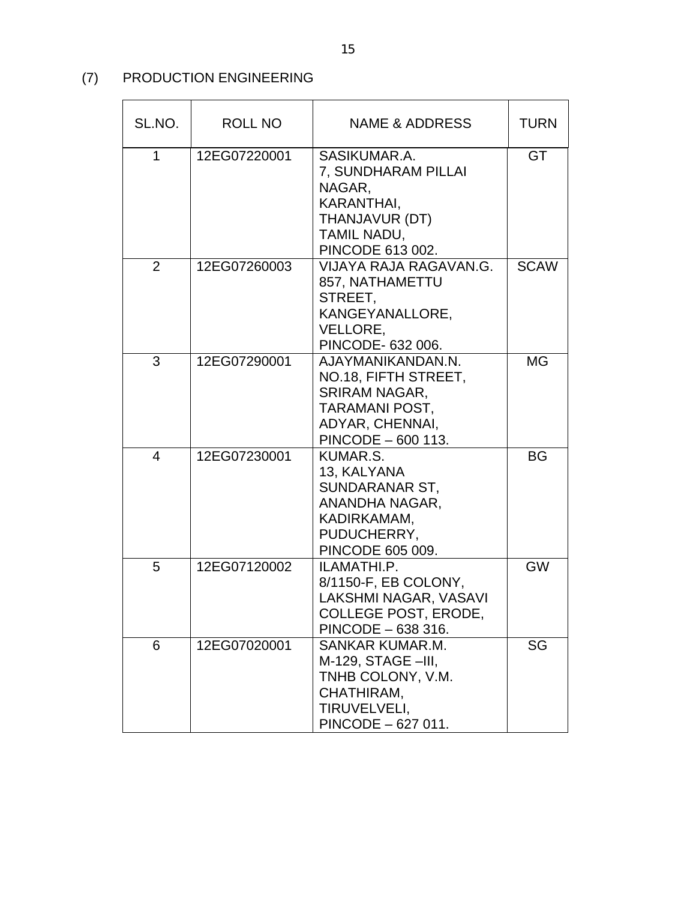(7) PRODUCTION ENGINEERING

| SL.NO. | ROLL NO | NAME & ADDRESS | TURN |
|---|---|---|---|
| 1 | 12EG07220001 | SASIKUMAR.A.<br>7, SUNDHARAM PILLAI NAGAR,<br>KARANTHAI,<br>THANJAVUR (DT)<br>TAMIL NADU,<br>PINCODE 613 002. | GT |
| 2 | 12EG07260003 | VIJAYA RAJA RAGAVAN.G.<br>857, NATHAMETTU STREET,<br>KANGEYANALLORE,<br>VELLORE,<br>PINCODE- 632 006. | SCAW |
| 3 | 12EG07290001 | AJAYMANIKANDAN.N.<br>NO.18, FIFTH STREET,<br>SRIRAM NAGAR,<br>TARAMANI POST,<br>ADYAR, CHENNAI,<br>PINCODE – 600 113. | MG |
| 4 | 12EG07230001 | KUMAR.S.<br>13, KALYANA SUNDARANAR ST,<br>ANANDHA NAGAR,<br>KADIRKAMAM,<br>PUDUCHERRY,<br>PINCODE 605 009. | BG |
| 5 | 12EG07120002 | ILAMATHI.P.<br>8/1150-F, EB COLONY,<br>LAKSHMI NAGAR, VASAVI COLLEGE POST, ERODE,<br>PINCODE – 638 316. | GW |
| 6 | 12EG07020001 | SANKAR KUMAR.M.<br>M-129, STAGE –III,<br>TNHB COLONY, V.M. CHATHIRAM,<br>TIRUVELVELI,<br>PINCODE – 627 011. | SG |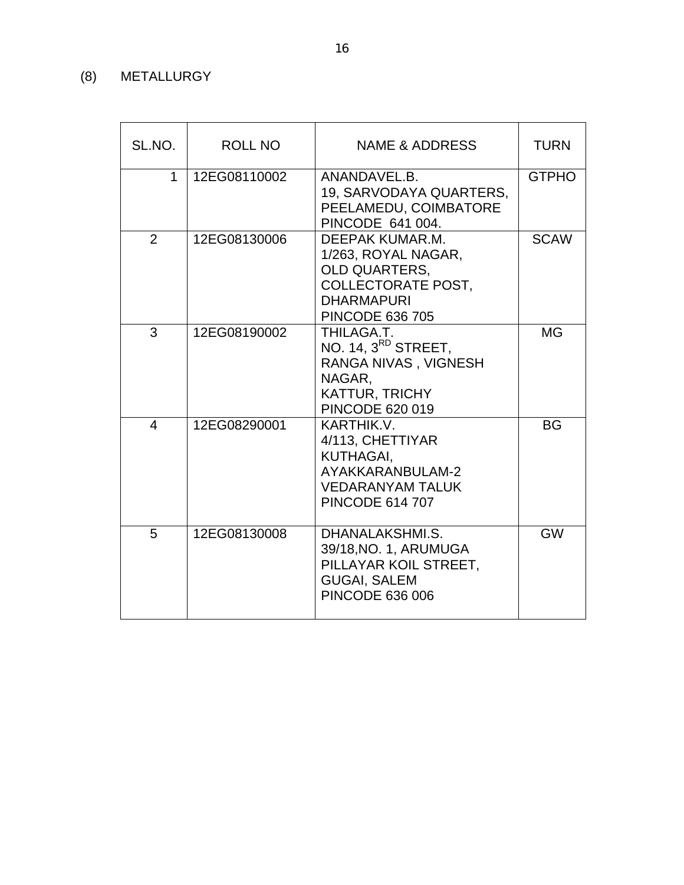(8) METALLURGY

| SL.NO. | ROLL NO | NAME & ADDRESS | TURN |
|---|---|---|---|
| 1 | 12EG08110002 | ANANDAVEL.B.<br>19, SARVODAYA QUARTERS,<br>PEELAMEDU, COIMBATORE<br>PINCODE 641 004. | GTPHO |
| 2 | 12EG08130006 | DEEPAK KUMAR.M.<br>1/263, ROYAL NAGAR,<br>OLD QUARTERS,<br>COLLECTORATE POST,<br>DHARMAPURI<br>PINCODE 636 705 | SCAW |
| 3 | 12EG08190002 | THILAGA.T.<br>NO. 14, 3RD STREET,<br>RANGA NIVAS , VIGNESH NAGAR,<br>KATTUR, TRICHY<br>PINCODE 620 019 | MG |
| 4 | 12EG08290001 | KARTHIK.V.<br>4/113, CHETTIYAR KUTHAGAI,<br>AYAKKARANBULAM-2<br>VEDARANYAM TALUK<br>PINCODE 614 707 | BG |
| 5 | 12EG08130008 | DHANALAKSHMI.S.<br>39/18,NO. 1, ARUMUGA PILLAYAR KOIL STREET,<br>GUGAI, SALEM<br>PINCODE 636 006 | GW |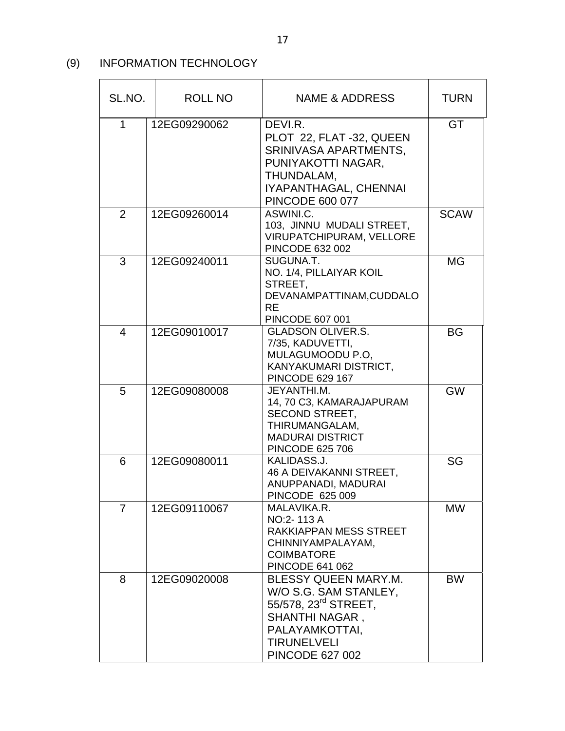(9) INFORMATION TECHNOLOGY

| SL.NO. | ROLL NO | NAME & ADDRESS | TURN |
|---|---|---|---|
| 1 | 12EG09290062 | DEVI.R.<br>PLOT 22, FLAT -32, QUEEN SRINIVASA APARTMENTS,<br>PUNIYAKOTTI NAGAR,<br>THUNDALAM,<br>IYAPANTHAGAL, CHENNAI<br>PINCODE 600 077 | GT |
| 2 | 12EG09260014 | ASWINI.C.<br>103, JINNU MUDALI STREET,<br>VIRUPATCHIPURAM, VELLORE<br>PINCODE 632 002 | SCAW |
| 3 | 12EG09240011 | SUGUNA.T.<br>NO. 1/4, PILLAIYAR KOIL STREET,<br>DEVANAMPATTINAM,CUDDALORE<br>PINCODE 607 001 | MG |
| 4 | 12EG09010017 | GLADSON OLIVER.S.<br>7/35, KADUVETTI,<br>MULAGUMOODU P.O,<br>KANYAKUMARI DISTRICT,<br>PINCODE 629 167 | BG |
| 5 | 12EG09080008 | JEYANTHI.M.<br>14, 70 C3, KAMARAJAPURAM SECOND STREET,<br>THIRUMANGALAM,<br>MADURAI DISTRICT<br>PINCODE 625 706 | GW |
| 6 | 12EG09080011 | KALIDASS.J.<br>46 A DEIVAKANNI STREET,<br>ANUPPANADI, MADURAI<br>PINCODE 625 009 | SG |
| 7 | 12EG09110067 | MALAVIKA.R.<br>NO:2- 113 A<br>RAKKIAPPAN MESS STREET<br>CHINNIYAMPALAYAM,<br>COIMBATORE<br>PINCODE 641 062 | MW |
| 8 | 12EG09020008 | BLESSY QUEEN MARY.M.<br>W/O S.G. SAM STANLEY,<br>55/578, 23rd STREET,<br>SHANTHI NAGAR ,<br>PALAYAMKOTTAI,<br>TIRUNELVELI<br>PINCODE 627 002 | BW |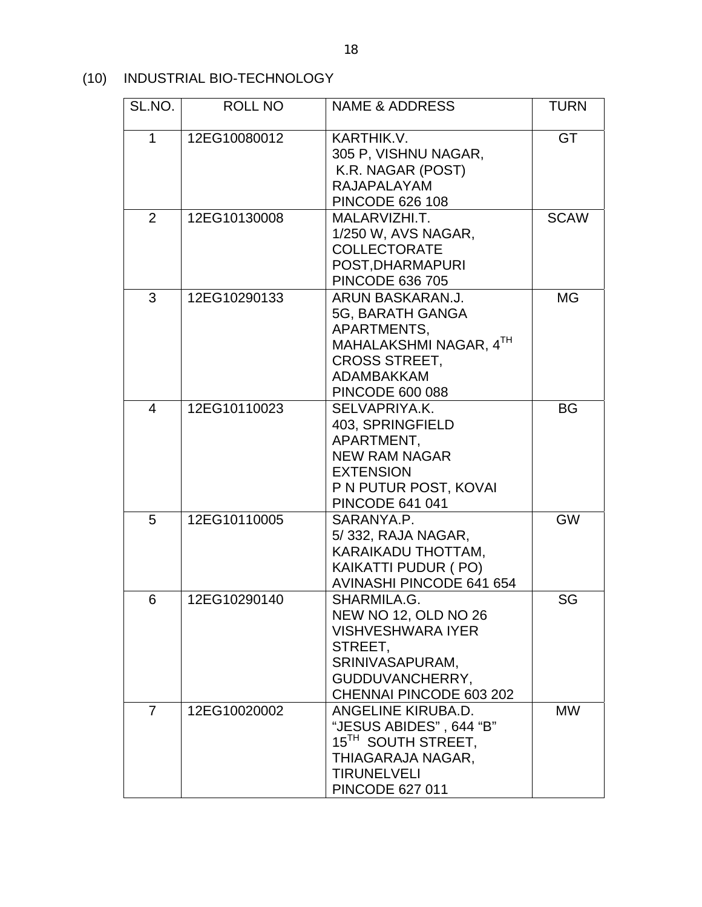(10) INDUSTRIAL BIO-TECHNOLOGY

| SL.NO. | ROLL NO | NAME & ADDRESS | TURN |
|---|---|---|---|
| 1 | 12EG10080012 | KARTHIK.V.<br>305 P, VISHNU NAGAR,<br>K.R. NAGAR (POST)<br>RAJAPALAYAM<br>PINCODE 626 108 | GT |
| 2 | 12EG10130008 | MALARVIZHI.T.<br>1/250 W, AVS NAGAR,<br>COLLECTORATE<br>POST,DHARMAPURI<br>PINCODE 636 705 | SCAW |
| 3 | 12EG10290133 | ARUN BASKARAN.J.<br>5G, BARATH GANGA<br>APARTMENTS,<br>MAHALAKSHMI NAGAR, 4TH<br>CROSS STREET,<br>ADAMBAKKAM<br>PINCODE 600 088 | MG |
| 4 | 12EG10110023 | SELVAPRIYA.K.<br>403, SPRINGFIELD<br>APARTMENT,<br>NEW RAM NAGAR<br>EXTENSION<br>P N PUTUR POST, KOVAI<br>PINCODE 641 041 | BG |
| 5 | 12EG10110005 | SARANYA.P.<br>5/ 332, RAJA NAGAR,<br>KARAIKADU THOTTAM,<br>KAIKATTI PUDUR ( PO)<br>AVINASHI PINCODE 641 654 | GW |
| 6 | 12EG10290140 | SHARMILA.G.<br>NEW NO 12, OLD NO 26<br>VISHVESHWARA IYER<br>STREET,<br>SRINIVASAPURAM,<br>GUDDUVANCHERRY,<br>CHENNAI PINCODE 603 202 | SG |
| 7 | 12EG10020002 | ANGELINE KIRUBA.D.<br>"JESUS ABIDES" , 644 "B"<br>15TH SOUTH STREET,<br>THIAGARAJA NAGAR,<br>TIRUNELVELI<br>PINCODE 627 011 | MW |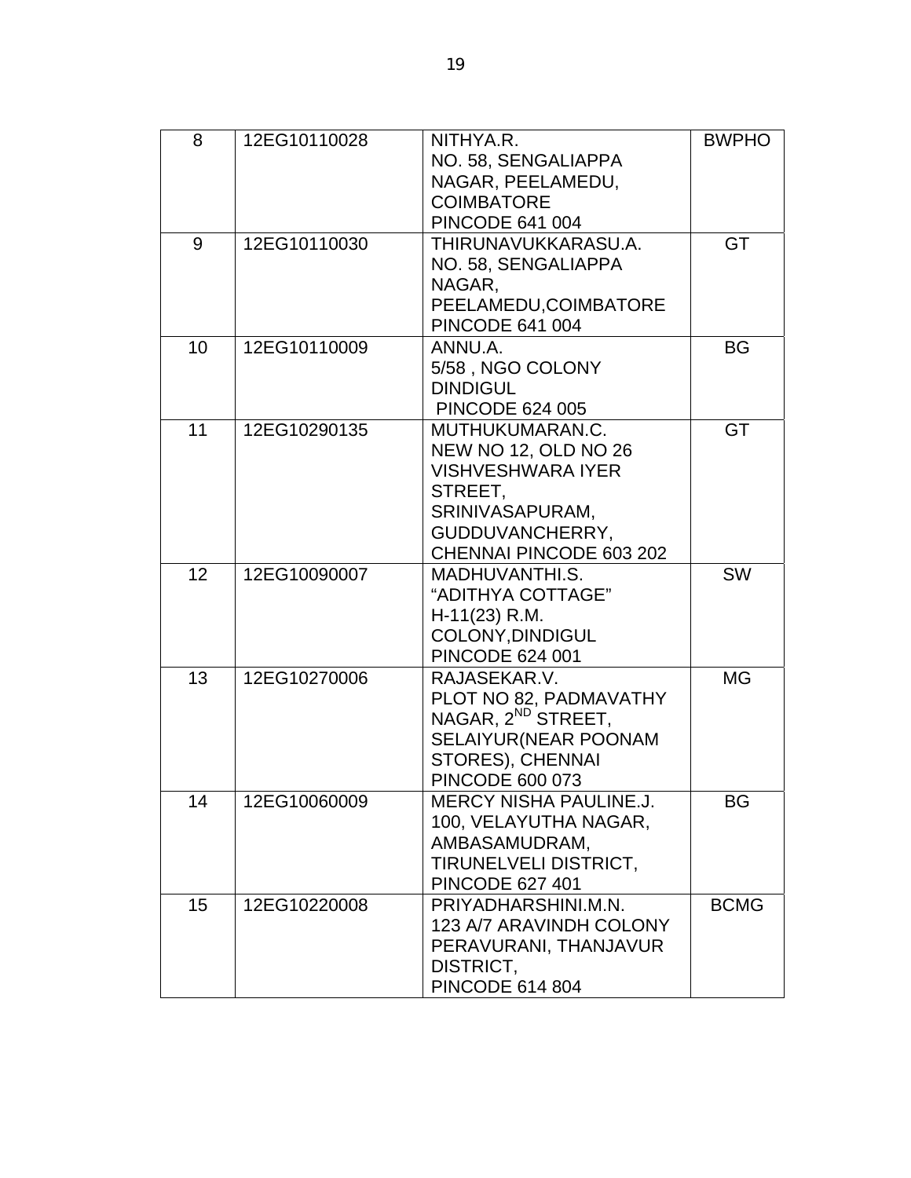| 8 | 12EG10110028 | NITHYA.R.<br>NO. 58, SENGALIAPPA NAGAR, PEELAMEDU, COIMBATORE<br>PINCODE 641 004 | BWPHO |
|---|---|---|---|
| 9 | 12EG10110030 | THIRUNAVUKKARASU.A.<br>NO. 58, SENGALIAPPA NAGAR, PEELAMEDU,COIMBATORE<br>PINCODE 641 004 | GT |
| 10 | 12EG10110009 | ANNU.A.<br>5/58 , NGO COLONY<br>DINDIGUL<br>PINCODE 624 005 | BG |
| 11 | 12EG10290135 | MUTHUKUMARAN.C.<br>NEW NO 12, OLD NO 26 VISHVESHWARA IYER STREET, SRINIVASAPURAM, GUDDUVANCHERRY, CHENNAI PINCODE 603 202 | GT |
| 12 | 12EG10090007 | MADHUVANTHI.S.<br>“ADITHYA COTTAGE”<br>H-11(23) R.M. COLONY,DINDIGUL<br>PINCODE 624 001 | SW |
| 13 | 12EG10270006 | RAJASEKAR.V.<br>PLOT NO 82, PADMAVATHY NAGAR, 2ND STREET, SELAIYUR(NEAR POONAM STORES), CHENNAI<br>PINCODE 600 073 | MG |
| 14 | 12EG10060009 | MERCY NISHA PAULINE.J.<br>100, VELAYUTHA NAGAR, AMBASAMUDRAM, TIRUNELVELI DISTRICT,<br>PINCODE 627 401 | BG |
| 15 | 12EG10220008 | PRIYADHARSHINI.M.N.<br>123 A/7 ARAVINDH COLONY PERAVURANI, THANJAVUR DISTRICT,<br>PINCODE 614 804 | BCMG |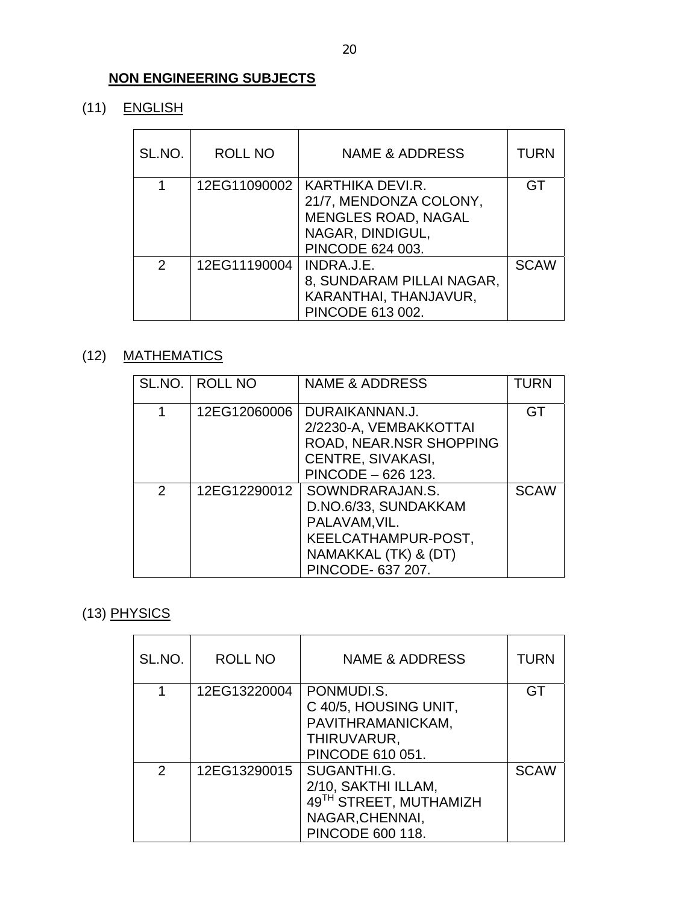## NON ENGINEERING SUBJECTS

### (11) ENGLISH

| SL.NO. | ROLL NO | NAME & ADDRESS | TURN |
|---|---|---|---|
| 1 | 12EG11090002 | KARTHIKA DEVI.R.<br>21/7, MENDONZA COLONY,<br>MENGLES ROAD, NAGAL<br>NAGAR, DINDIGUL,<br>PINCODE 624 003. | GT |
| 2 | 12EG11190004 | INDRA.J.E.<br>8, SUNDARAM PILLAI NAGAR,<br>KARANTHAI, THANJAVUR,<br>PINCODE 613 002. | SCAW |

### (12) MATHEMATICS

| SL.NO. | ROLL NO | NAME & ADDRESS | TURN |
|---|---|---|---|
| 1 | 12EG12060006 | DURAIKANNAN.J.<br>2/2230-A, VEMBAKKOTTAI<br>ROAD, NEAR.NSR SHOPPING<br>CENTRE, SIVAKASI,<br>PINCODE – 626 123. | GT |
| 2 | 12EG12290012 | SOWNDRARAJAN.S.<br>D.NO.6/33, SUNDAKKAM<br>PALAVAM,VIL.<br>KEELCATHAMPUR-POST,<br>NAMAKKAL (TK) & (DT)<br>PINCODE- 637 207. | SCAW |

### (13) PHYSICS

| SL.NO. | ROLL NO | NAME & ADDRESS | TURN |
|---|---|---|---|
| 1 | 12EG13220004 | PONMUDI.S.<br>C 40/5, HOUSING UNIT,<br>PAVITHRAMANICKAM,<br>THIRUVARUR,<br>PINCODE 610 051. | GT |
| 2 | 12EG13290015 | SUGANTHI.G.<br>2/10, SAKTHI ILLAM,<br>49TH STREET, MUTHAMIZH<br>NAGAR,CHENNAI,<br>PINCODE 600 118. | SCAW |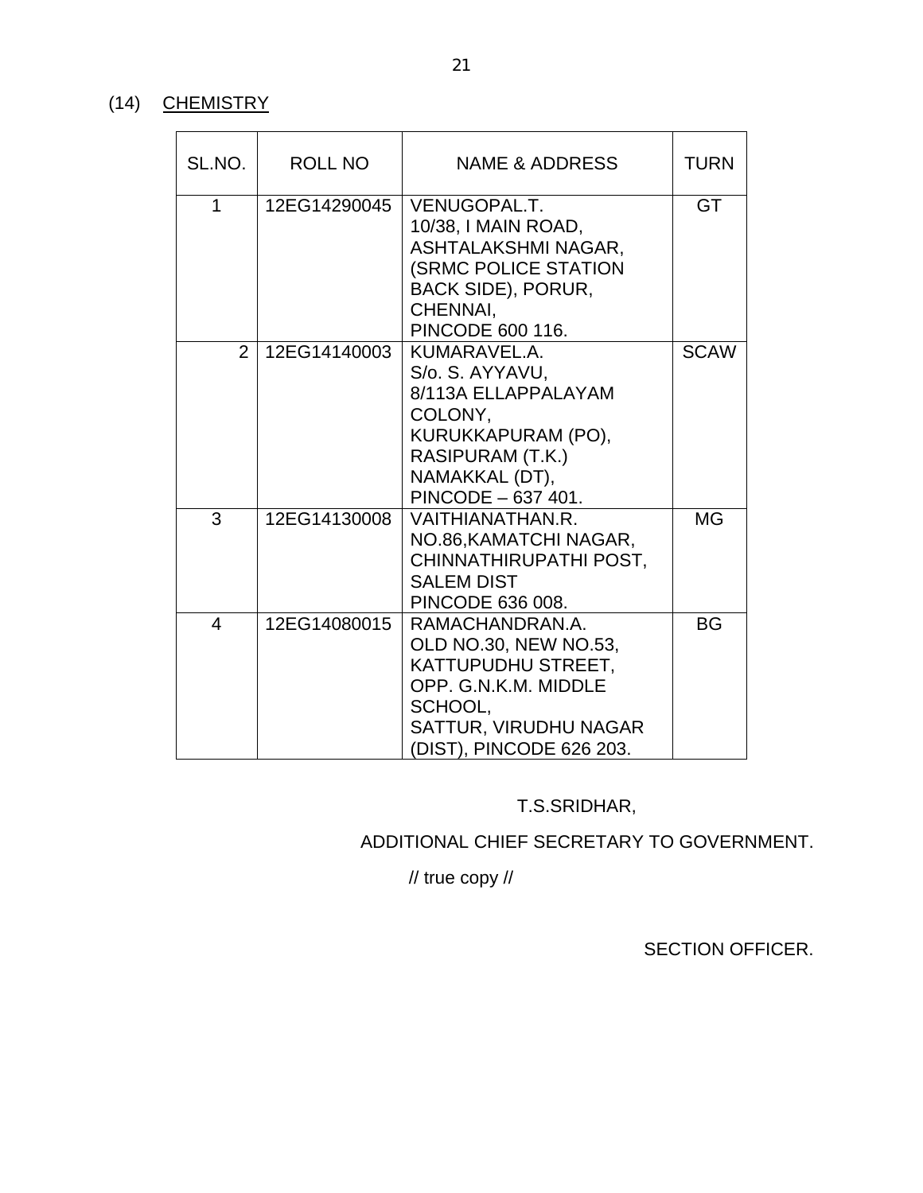(14) CHEMISTRY

| SL.NO. | ROLL NO | NAME & ADDRESS | TURN |
|---|---|---|---|
| 1 | 12EG14290045 | VENUGOPAL.T.<br>10/38, I MAIN ROAD,<br>ASHTALAKSHMI NAGAR,<br>(SRMC POLICE STATION BACK SIDE), PORUR,<br>CHENNAI,<br>PINCODE 600 116. | GT |
| 2 | 12EG14140003 | KUMARAVEL.A.<br>S/o. S. AYYAVU,<br>8/113A ELLAPPALAYAM COLONY,<br>KURUKKAPURAM (PO),<br>RASIPURAM (T.K.)<br>NAMAKKAL (DT),<br>PINCODE – 637 401. | SCAW |
| 3 | 12EG14130008 | VAITHIANATHAN.R.<br>NO.86,KAMATCHI NAGAR,<br>CHINNATHIRUPATHI POST,<br>SALEM DIST<br>PINCODE 636 008. | MG |
| 4 | 12EG14080015 | RAMACHANDRAN.A.<br>OLD NO.30, NEW NO.53,<br>KATTUPUDHU STREET,<br>OPP. G.N.K.M. MIDDLE SCHOOL,<br>SATTUR, VIRUDHU NAGAR (DIST), PINCODE 626 203. | BG |

T.S.SRIDHAR,

ADDITIONAL CHIEF SECRETARY TO GOVERNMENT.

// true copy //

SECTION OFFICER.